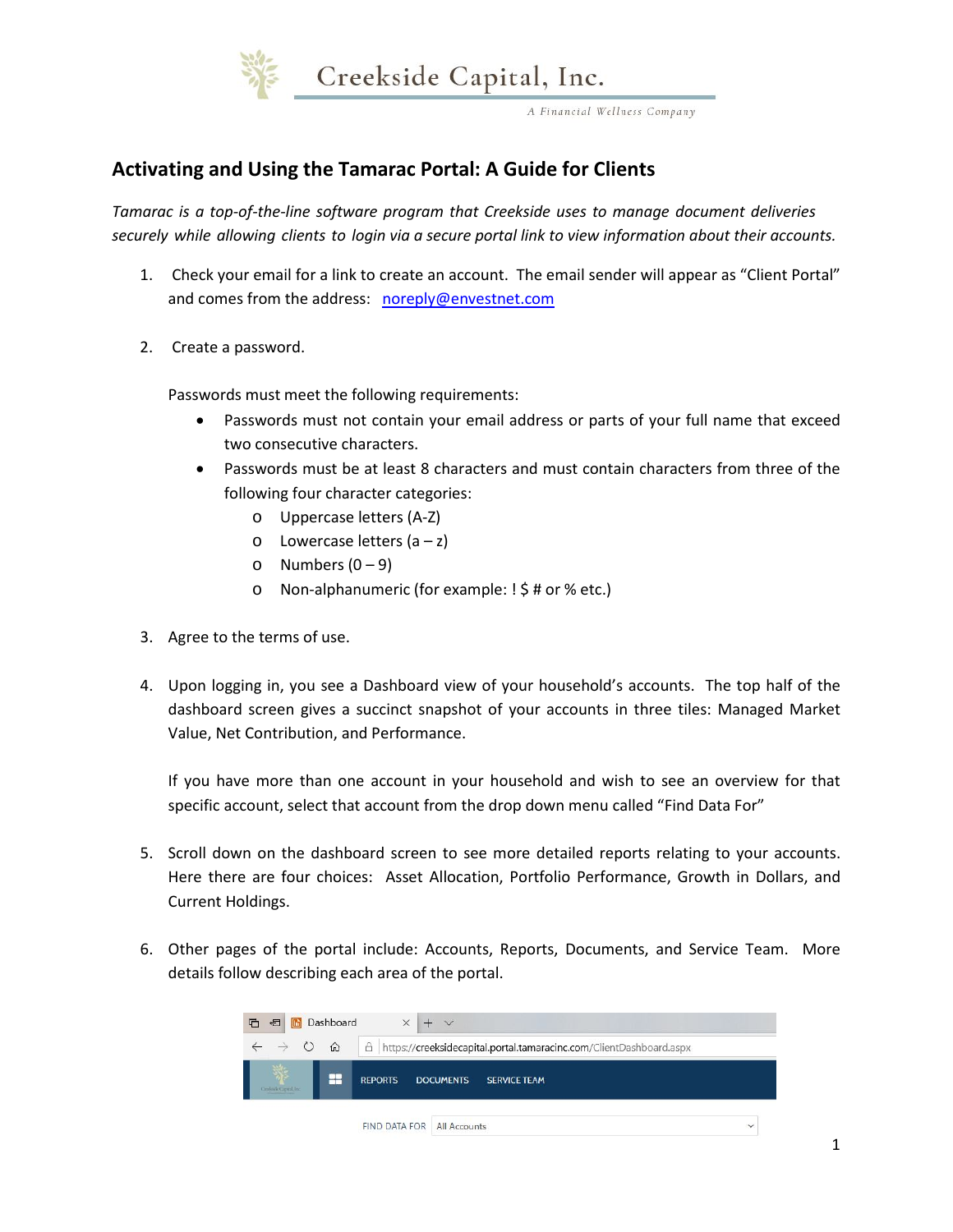Creekside Capital, Inc.

*A Financial Wellness Company*

# Activating and Using the Tamarac Portal: A Guide for Clients

*Tamarac is a top-of-the-line software program that Creekside uses to manage document deliveries securely while allowing clients to login via a secure portal link to view information about their accounts.*

1. Check your email for a link to create an account. The email sender will appear as "Client Portal" and comes from the address: noreply@envestnet.com

2. Create a password.

   Passwords must meet the following requirements:

   - Passwords must not contain your email address or parts of your full name that exceed two consecutive characters.
   - Passwords must be at least 8 characters and must contain characters from three of the following four character categories:
     - Uppercase letters (A-Z)
     - Lowercase letters (a – z)
     - Numbers (0 – 9)
     - Non-alphanumeric (for example: ! $ # or % etc.)

3. Agree to the terms of use.

4. Upon logging in, you see a Dashboard view of your household's accounts. The top half of the dashboard screen gives a succinct snapshot of your accounts in three tiles: Managed Market Value, Net Contribution, and Performance.

   If you have more than one account in your household and wish to see an overview for that specific account, select that account from the drop down menu called "Find Data For"

5. Scroll down on the dashboard screen to see more detailed reports relating to your accounts. Here there are four choices: Asset Allocation, Portfolio Performance, Growth in Dollars, and Current Holdings.

6. Other pages of the portal include: Accounts, Reports, Documents, and Service Team. More details follow describing each area of the portal.

Dashboard

https://creeksidecapital.portal.tamaracinc.com/ClientDashboard.aspx

REPORTS DOCUMENTS SERVICE TEAM

FIND DATA FOR All Accounts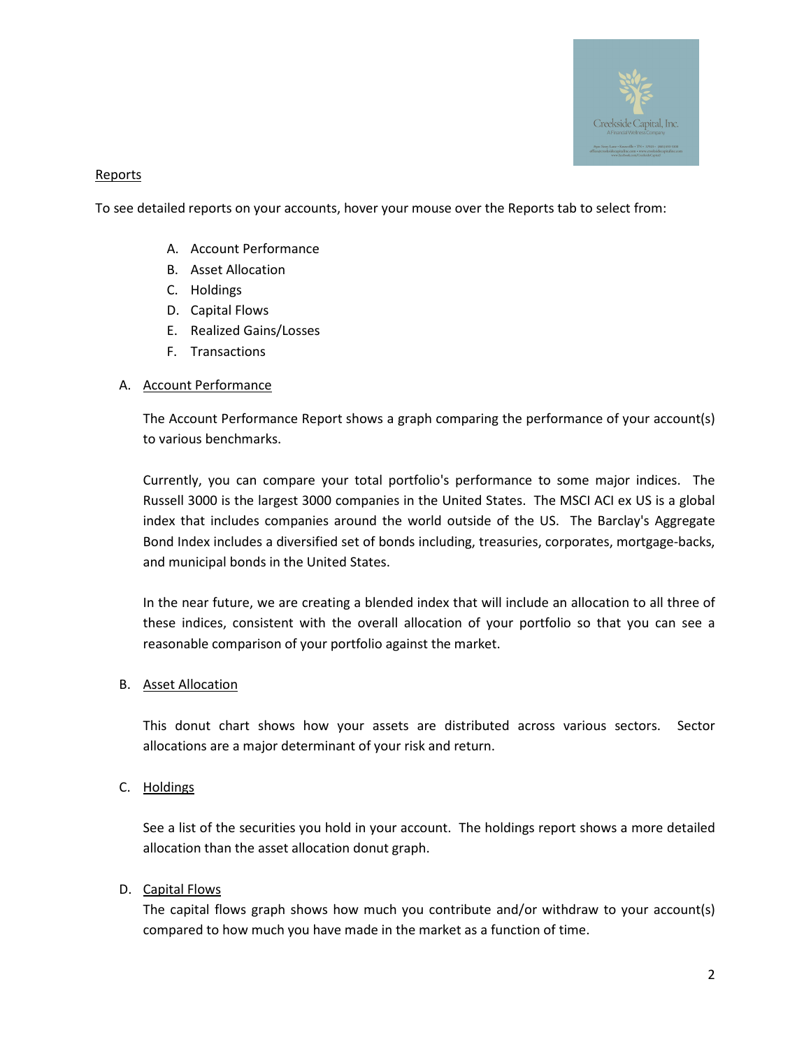## Reports

To see detailed reports on your accounts, hover your mouse over the Reports tab to select from:

A. Account Performance
B. Asset Allocation
C. Holdings
D. Capital Flows
E. Realized Gains/Losses
F. Transactions

### A. Account Performance

The Account Performance Report shows a graph comparing the performance of your account(s) to various benchmarks.

Currently, you can compare your total portfolio's performance to some major indices. The Russell 3000 is the largest 3000 companies in the United States. The MSCI ACI ex US is a global index that includes companies around the world outside of the US. The Barclay's Aggregate Bond Index includes a diversified set of bonds including, treasuries, corporates, mortgage-backs, and municipal bonds in the United States.

In the near future, we are creating a blended index that will include an allocation to all three of these indices, consistent with the overall allocation of your portfolio so that you can see a reasonable comparison of your portfolio against the market.

### B. Asset Allocation

This donut chart shows how your assets are distributed across various sectors. Sector allocations are a major determinant of your risk and return.

### C. Holdings

See a list of the securities you hold in your account. The holdings report shows a more detailed allocation than the asset allocation donut graph.

### D. Capital Flows

The capital flows graph shows how much you contribute and/or withdraw to your account(s) compared to how much you have made in the market as a function of time.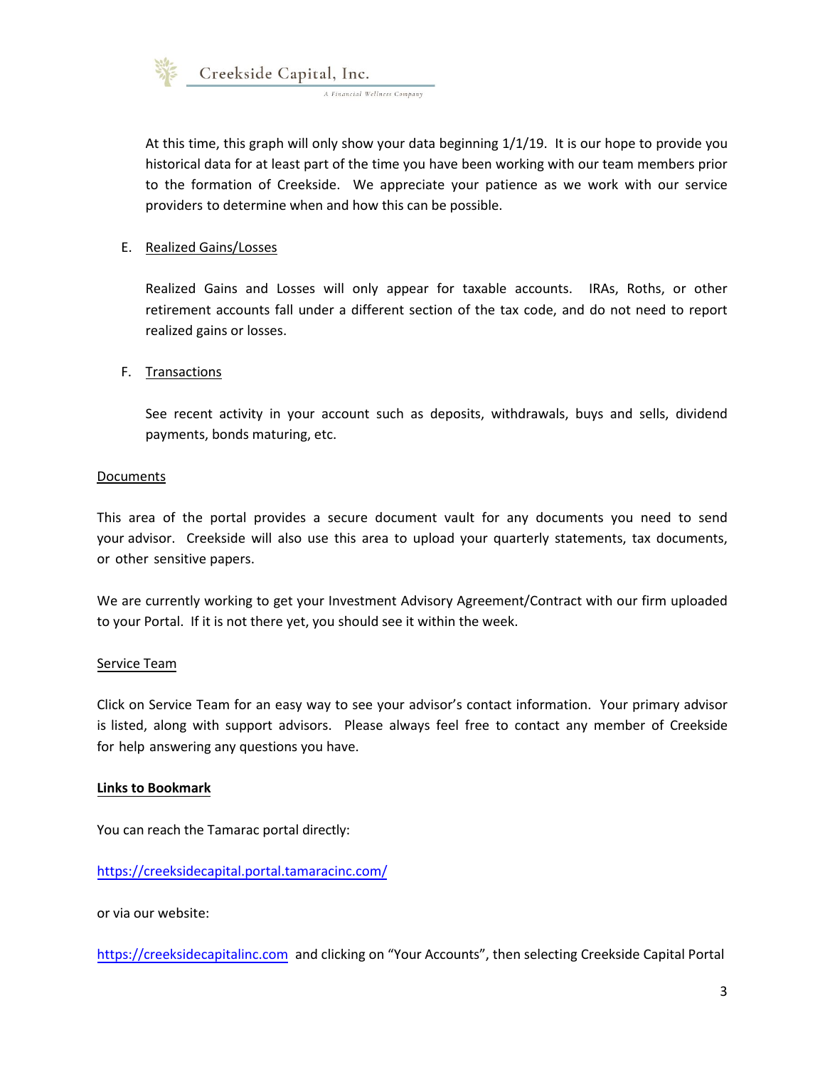At this time, this graph will only show your data beginning 1/1/19. It is our hope to provide you historical data for at least part of the time you have been working with our team members prior to the formation of Creekside. We appreciate your patience as we work with our service providers to determine when and how this can be possible.

E. Realized Gains/Losses

Realized Gains and Losses will only appear for taxable accounts. IRAs, Roths, or other retirement accounts fall under a different section of the tax code, and do not need to report realized gains or losses.

F. Transactions

See recent activity in your account such as deposits, withdrawals, buys and sells, dividend payments, bonds maturing, etc.

Documents

This area of the portal provides a secure document vault for any documents you need to send your advisor. Creekside will also use this area to upload your quarterly statements, tax documents, or other sensitive papers.

We are currently working to get your Investment Advisory Agreement/Contract with our firm uploaded to your Portal. If it is not there yet, you should see it within the week.

Service Team

Click on Service Team for an easy way to see your advisor's contact information. Your primary advisor is listed, along with support advisors. Please always feel free to contact any member of Creekside for help answering any questions you have.

**Links to Bookmark**

You can reach the Tamarac portal directly:

https://creeksidecapital.portal.tamaracinc.com/

or via our website:

https://creeksidecapitalinc.com and clicking on "Your Accounts", then selecting Creekside Capital Portal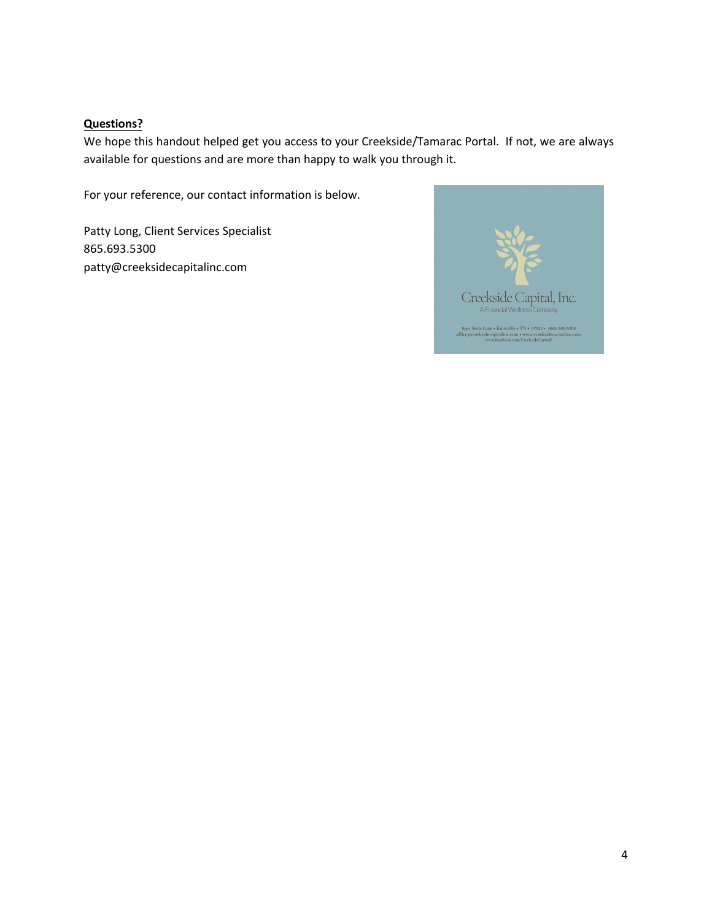**Questions?**

We hope this handout helped get you access to your Creekside/Tamarac Portal. If not, we are always available for questions and are more than happy to walk you through it.

For your reference, our contact information is below.

Patty Long, Client Services Specialist
865.693.5300
patty@creeksidecapitalinc.com